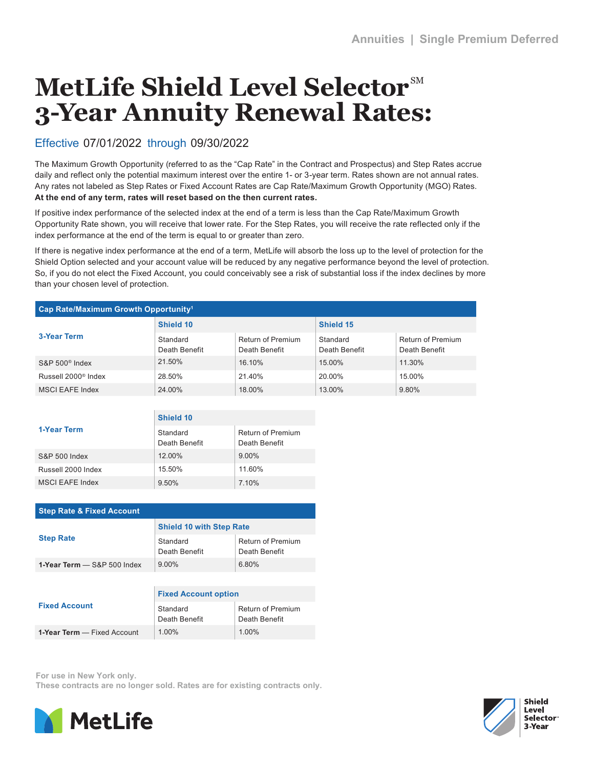Annuities | Single Premium Deferred

# MetLife Shield Level Selector[SM] 3-Year Annuity Renewal Rates:

## Effective 07/01/2022 through 09/30/2022

The Maximum Growth Opportunity (referred to as the "Cap Rate" in the Contract and Prospectus) and Step Rates accrue daily and reflect only the potential maximum interest over the entire 1- or 3-year term. Rates shown are not annual rates. Any rates not labeled as Step Rates or Fixed Account Rates are Cap Rate/Maximum Growth Opportunity (MGO) Rates. **At the end of any term, rates will reset based on the then current rates.**

If positive index performance of the selected index at the end of a term is less than the Cap Rate/Maximum Growth Opportunity Rate shown, you will receive that lower rate. For the Step Rates, you will receive the rate reflected only if the index performance at the end of the term is equal to or greater than zero.

If there is negative index performance at the end of a term, MetLife will absorb the loss up to the level of protection for the Shield Option selected and your account value will be reduced by any negative performance beyond the level of protection. So, if you do not elect the Fixed Account, you could conceivably see a risk of substantial loss if the index declines by more than your chosen level of protection.

### Cap Rate/Maximum Growth Opportunity[1]

| 3-Year Term | Shield 10 | | Shield 15 | |
|---|---|---|---|---|
| | Standard Death Benefit | Return of Premium Death Benefit | Standard Death Benefit | Return of Premium Death Benefit |
| S&P 500® Index | 21.50% | 16.10% | 15.00% | 11.30% |
| Russell 2000® Index | 28.50% | 21.40% | 20.00% | 15.00% |
| MSCI EAFE Index | 24.00% | 18.00% | 13.00% | 9.80% |

| 1-Year Term | Shield 10 | |
|---|---|---|
| | Standard Death Benefit | Return of Premium Death Benefit |
| S&P 500 Index | 12.00% | 9.00% |
| Russell 2000 Index | 15.50% | 11.60% |
| MSCI EAFE Index | 9.50% | 7.10% |

### Step Rate & Fixed Account

| Step Rate | Shield 10 with Step Rate | |
|---|---|---|
| | Standard Death Benefit | Return of Premium Death Benefit |
| **1-Year Term** — S&P 500 Index | 9.00% | 6.80% |

| Fixed Account | Fixed Account option | |
|---|---|---|
| | Standard Death Benefit | Return of Premium Death Benefit |
| **1-Year Term** — Fixed Account | 1.00% | 1.00% |

For use in New York only.
These contracts are no longer sold. Rates are for existing contracts only.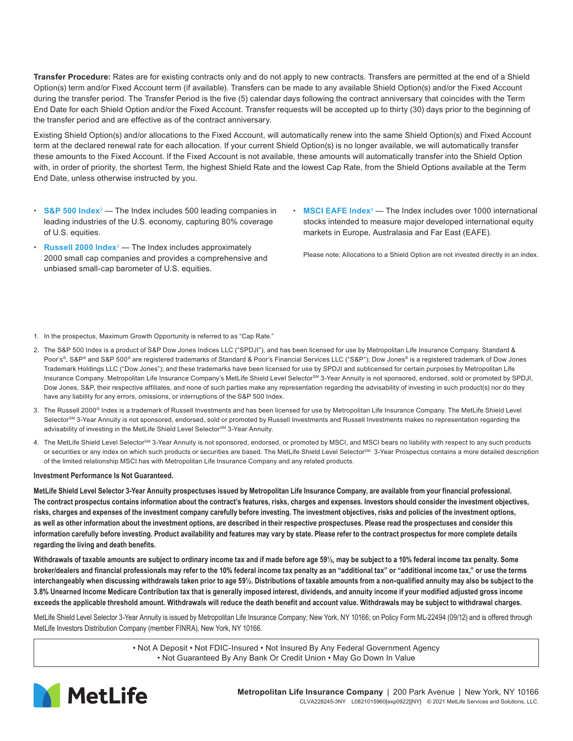**Transfer Procedure:** Rates are for existing contracts only and do not apply to new contracts. Transfers are permitted at the end of a Shield Option(s) term and/or Fixed Account term (if available). Transfers can be made to any available Shield Option(s) and/or the Fixed Account during the transfer period. The Transfer Period is the five (5) calendar days following the contract anniversary that coincides with the Term End Date for each Shield Option and/or the Fixed Account. Transfer requests will be accepted up to thirty (30) days prior to the beginning of the transfer period and are effective as of the contract anniversary.

Existing Shield Option(s) and/or allocations to the Fixed Account, will automatically renew into the same Shield Option(s) and Fixed Account term at the declared renewal rate for each allocation. If your current Shield Option(s) is no longer available, we will automatically transfer these amounts to the Fixed Account. If the Fixed Account is not available, these amounts will automatically transfer into the Shield Option with, in order of priority, the shortest Term, the highest Shield Rate and the lowest Cap Rate, from the Shield Options available at the Term End Date, unless otherwise instructed by you.

- **S&P 500 Index**[2] — The Index includes 500 leading companies in leading industries of the U.S. economy, capturing 80% coverage of U.S. equities.
- **Russell 2000 Index**[3] — The Index includes approximately 2000 small cap companies and provides a comprehensive and unbiased small-cap barometer of U.S. equities.
- **MSCI EAFE Index**[4] — The Index includes over 1000 international stocks intended to measure major developed international equity markets in Europe, Australasia and Far East (EAFE).

Please note: Allocations to a Shield Option are not invested directly in an index.

1. In the prospectus, Maximum Growth Opportunity is referred to as "Cap Rate."
2. The S&P 500 Index is a product of S&P Dow Jones Indices LLC ("SPDJI"), and has been licensed for use by Metropolitan Life Insurance Company. Standard & Poor's®, S&P® and S&P 500® are registered trademarks of Standard & Poor's Financial Services LLC ("S&P"); Dow Jones® is a registered trademark of Dow Jones Trademark Holdings LLC ("Dow Jones"); and these trademarks have been licensed for use by SPDJI and sublicensed for certain purposes by Metropolitan Life Insurance Company. Metropolitan Life Insurance Company's MetLife Shield Level Selector℠ 3-Year Annuity is not sponsored, endorsed, sold or promoted by SPDJI, Dow Jones, S&P, their respective affiliates, and none of such parties make any representation regarding the advisability of investing in such product(s) nor do they have any liability for any errors, omissions, or interruptions of the S&P 500 Index.
3. The Russell 2000® Index is a trademark of Russell Investments and has been licensed for use by Metropolitan Life Insurance Company. The MetLife Shield Level Selector℠ 3-Year Annuity is not sponsored, endorsed, sold or promoted by Russell Investments and Russell Investments makes no representation regarding the advisability of investing in the MetLife Shield Level Selector℠ 3-Year Annuity.
4. The MetLife Shield Level Selector℠ 3-Year Annuity is not sponsored, endorsed, or promoted by MSCI, and MSCI bears no liability with respect to any such products or securities or any index on which such products or securities are based. The MetLife Shield Level Selector℠ 3-Year Prospectus contains a more detailed description of the limited relationship MSCI has with Metropolitan Life Insurance Company and any related products.

**Investment Performance Is Not Guaranteed.**

**MetLife Shield Level Selector 3-Year Annuity prospectuses issued by Metropolitan Life Insurance Company, are available from your financial professional. The contract prospectus contains information about the contract's features, risks, charges and expenses. Investors should consider the investment objectives, risks, charges and expenses of the investment company carefully before investing. The investment objectives, risks and policies of the investment options, as well as other information about the investment options, are described in their respective prospectuses. Please read the prospectuses and consider this information carefully before investing. Product availability and features may vary by state. Please refer to the contract prospectus for more complete details regarding the living and death benefits.**

**Withdrawals of taxable amounts are subject to ordinary income tax and if made before age 59½, may be subject to a 10% federal income tax penalty. Some broker/dealers and financial professionals may refer to the 10% federal income tax penalty as an "additional tax" or "additional income tax," or use the terms interchangeably when discussing withdrawals taken prior to age 59½. Distributions of taxable amounts from a non-qualified annuity may also be subject to the 3.8% Unearned Income Medicare Contribution tax that is generally imposed interest, dividends, and annuity income if your modified adjusted gross income exceeds the applicable threshold amount. Withdrawals will reduce the death benefit and account value. Withdrawals may be subject to withdrawal charges.**

MetLife Shield Level Selector 3-Year Annuity is issued by Metropolitan Life Insurance Company; New York, NY 10166; on Policy Form ML-22494 (09/12) and is offered through MetLife Investors Distribution Company (member FINRA), New York, NY 10166.

• Not A Deposit • Not FDIC-Insured • Not Insured By Any Federal Government Agency
• Not Guaranteed By Any Bank Or Credit Union • May Go Down In Value

MetLife

**Metropolitan Life Insurance Company** | 200 Park Avenue | New York, NY 10166
CLVA228245-3NY L0821015960[exp0922][NY] © 2021 MetLife Services and Solutions, LLC.